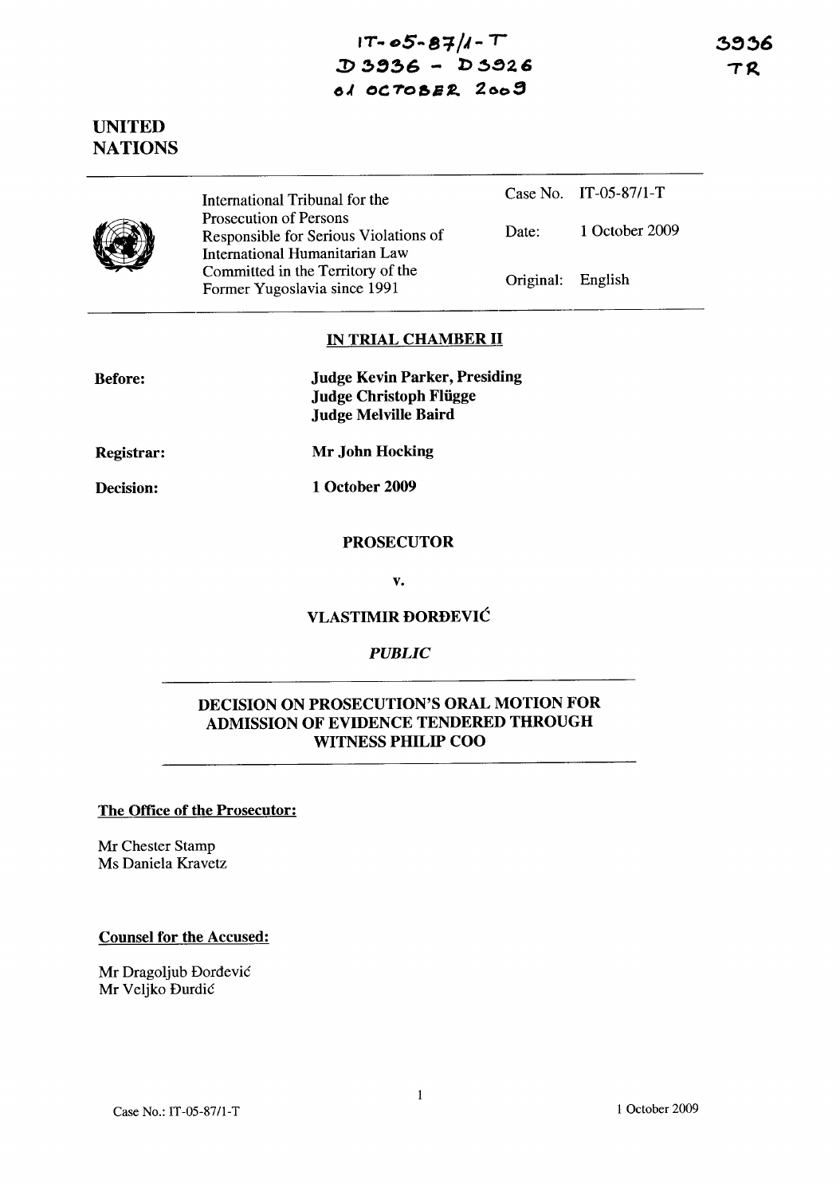IT-05-87/1-T
D3936 - D3926
01 OCTOBER 2009

3936
TR

**UNITED NATIONS**

| | | |
|---|---|---|
| International Tribunal for the Prosecution of Persons Responsible for Serious Violations of International Humanitarian Law Committed in the Territory of the Former Yugoslavia since 1991 | Case No. | IT-05-87/1-T |
| | Date: | 1 October 2009 |
| | Original: | English |

## IN TRIAL CHAMBER II

**Before:** **Judge Kevin Parker, Presiding**
**Judge Christoph Flügge**
**Judge Melville Baird**

**Registrar:** **Mr John Hocking**

**Decision:** **1 October 2009**

**PROSECUTOR**

**v.**

**VLASTIMIR ĐORĐEVIĆ**

*PUBLIC*

## DECISION ON PROSECUTION'S ORAL MOTION FOR ADMISSION OF EVIDENCE TENDERED THROUGH WITNESS PHILIP COO

**The Office of the Prosecutor:**

Mr Chester Stamp
Ms Daniela Kravetz

**Counsel for the Accused:**

Mr Dragoljub Đorđević
Mr Veljko Đurdić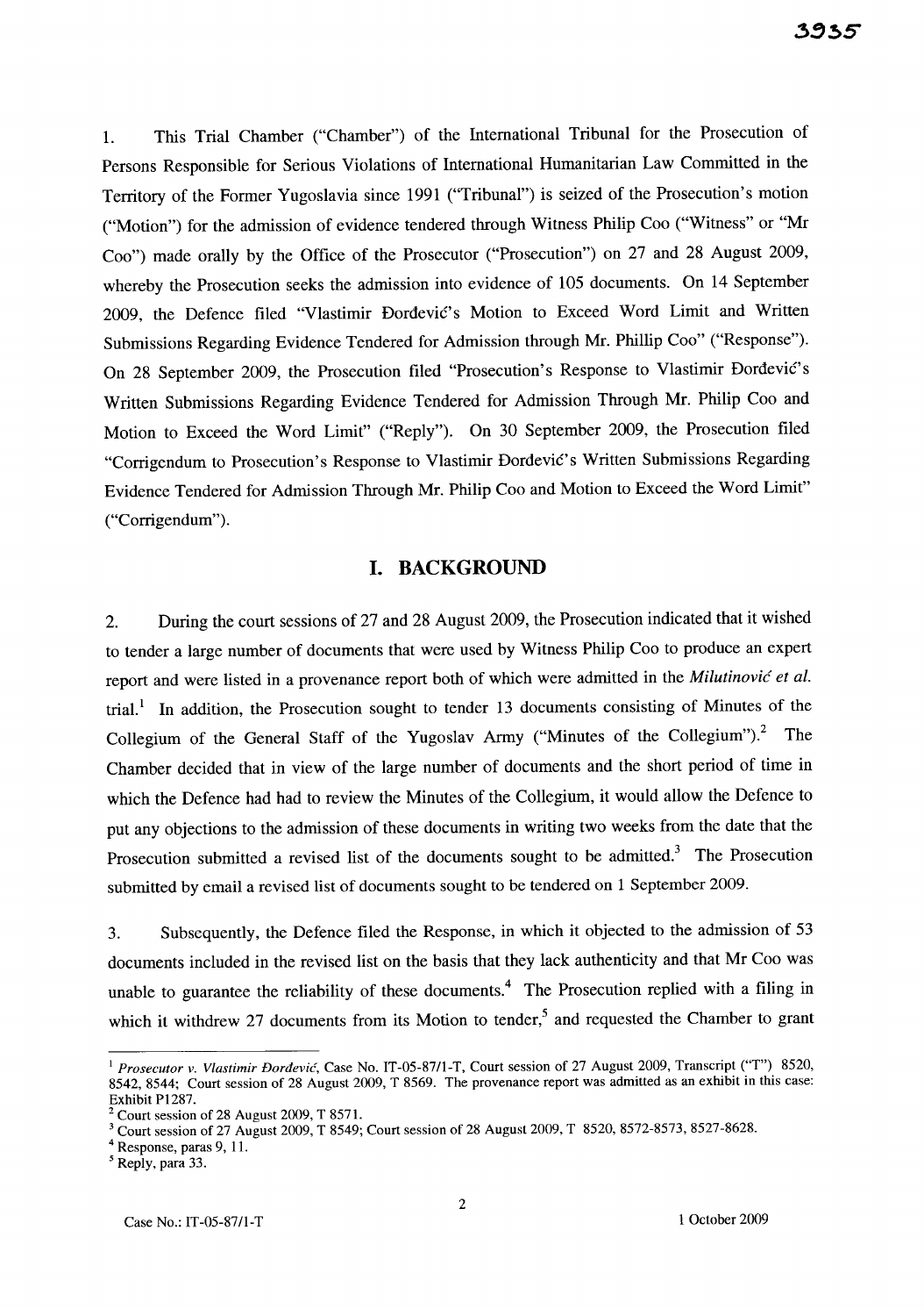1. This Trial Chamber ("Chamber") of the International Tribunal for the Prosecution of Persons Responsible for Serious Violations of International Humanitarian Law Committed in the Territory of the Former Yugoslavia since 1991 ("Tribunal") is seized of the Prosecution's motion ("Motion") for the admission of evidence tendered through Witness Philip Coo ("Witness" or "Mr Coo") made orally by the Office of the Prosecutor ("Prosecution") on 27 and 28 August 2009, whereby the Prosecution seeks the admission into evidence of 105 documents. On 14 September 2009, the Defence filed "Vlastimir Đorđević's Motion to Exceed Word Limit and Written Submissions Regarding Evidence Tendered for Admission through Mr. Phillip Coo" ("Response"). On 28 September 2009, the Prosecution filed "Prosecution's Response to Vlastimir Đorđević's Written Submissions Regarding Evidence Tendered for Admission Through Mr. Philip Coo and Motion to Exceed the Word Limit" ("Reply"). On 30 September 2009, the Prosecution filed "Corrigendum to Prosecution's Response to Vlastimir Đorđević's Written Submissions Regarding Evidence Tendered for Admission Through Mr. Philip Coo and Motion to Exceed the Word Limit" ("Corrigendum").

## I. BACKGROUND

2. During the court sessions of 27 and 28 August 2009, the Prosecution indicated that it wished to tender a large number of documents that were used by Witness Philip Coo to produce an expert report and were listed in a provenance report both of which were admitted in the *Milutinović et al.* trial.[1] In addition, the Prosecution sought to tender 13 documents consisting of Minutes of the Collegium of the General Staff of the Yugoslav Army ("Minutes of the Collegium").[2] The Chamber decided that in view of the large number of documents and the short period of time in which the Defence had had to review the Minutes of the Collegium, it would allow the Defence to put any objections to the admission of these documents in writing two weeks from the date that the Prosecution submitted a revised list of the documents sought to be admitted.[3] The Prosecution submitted by email a revised list of documents sought to be tendered on 1 September 2009.

3. Subsequently, the Defence filed the Response, in which it objected to the admission of 53 documents included in the revised list on the basis that they lack authenticity and that Mr Coo was unable to guarantee the reliability of these documents.[4] The Prosecution replied with a filing in which it withdrew 27 documents from its Motion to tender,[5] and requested the Chamber to grant

---

[1] *Prosecutor v. Vlastimir Đorđević*, Case No. IT-05-87/1-T, Court session of 27 August 2009, Transcript ("T") 8520, 8542, 8544; Court session of 28 August 2009, T 8569. The provenance report was admitted as an exhibit in this case: Exhibit P1287.

[2] Court session of 28 August 2009, T 8571.

[3] Court session of 27 August 2009, T 8549; Court session of 28 August 2009, T 8520, 8572-8573, 8527-8628.

[4] Response, paras 9, 11.

[5] Reply, para 33.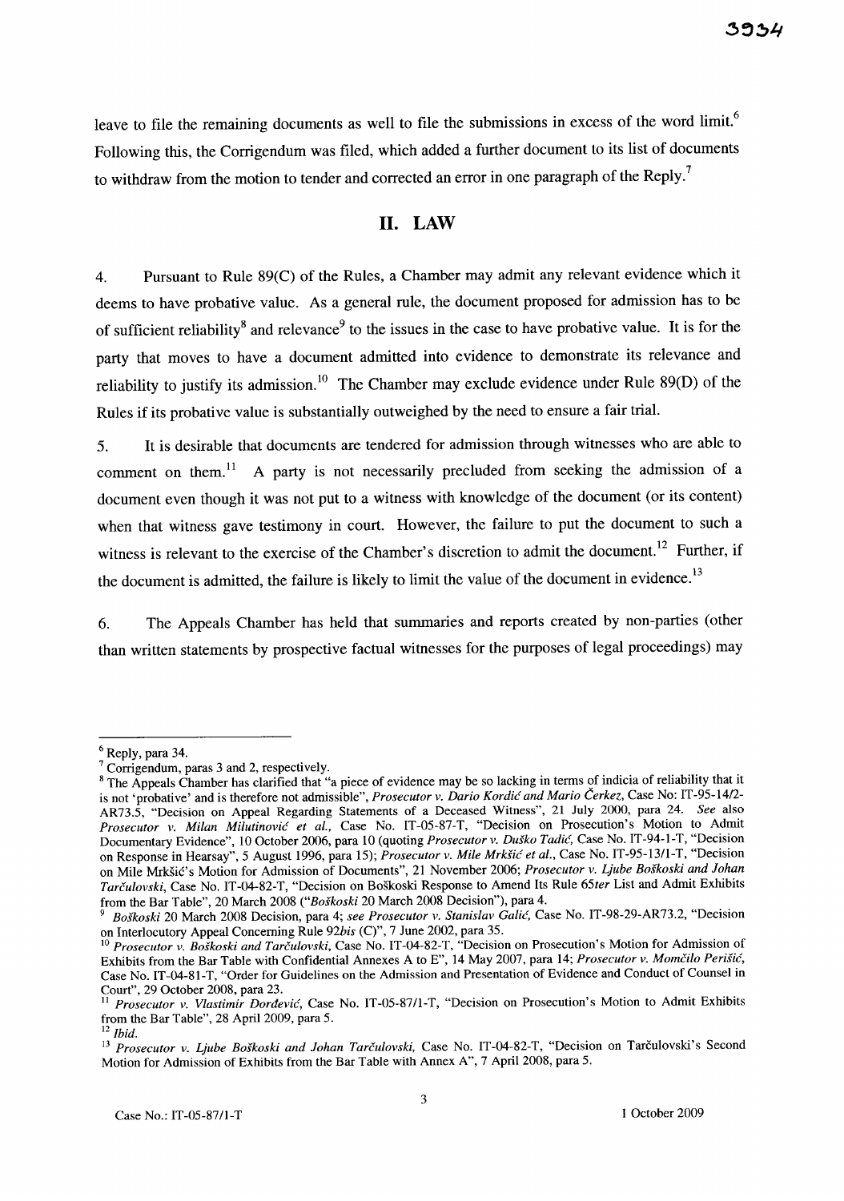leave to file the remaining documents as well to file the submissions in excess of the word limit.[6] Following this, the Corrigendum was filed, which added a further document to its list of documents to withdraw from the motion to tender and corrected an error in one paragraph of the Reply.[7]

## II. LAW

4. Pursuant to Rule 89(C) of the Rules, a Chamber may admit any relevant evidence which it deems to have probative value. As a general rule, the document proposed for admission has to be of sufficient reliability[8] and relevance[9] to the issues in the case to have probative value. It is for the party that moves to have a document admitted into evidence to demonstrate its relevance and reliability to justify its admission.[10] The Chamber may exclude evidence under Rule 89(D) of the Rules if its probative value is substantially outweighed by the need to ensure a fair trial.

5. It is desirable that documents are tendered for admission through witnesses who are able to comment on them.[11] A party is not necessarily precluded from seeking the admission of a document even though it was not put to a witness with knowledge of the document (or its content) when that witness gave testimony in court. However, the failure to put the document to such a witness is relevant to the exercise of the Chamber's discretion to admit the document.[12] Further, if the document is admitted, the failure is likely to limit the value of the document in evidence.[13]

6. The Appeals Chamber has held that summaries and reports created by non-parties (other than written statements by prospective factual witnesses for the purposes of legal proceedings) may

---

[6] Reply, para 34.

[7] Corrigendum, paras 3 and 2, respectively.

[8] The Appeals Chamber has clarified that "a piece of evidence may be so lacking in terms of indicia of reliability that it is not 'probative' and is therefore not admissible", *Prosecutor v. Dario Kordić and Mario Čerkez*, Case No: IT-95-14/2-AR73.5, "Decision on Appeal Regarding Statements of a Deceased Witness", 21 July 2000, para 24. *See* also *Prosecutor v. Milan Milutinović et al.*, Case No. IT-05-87-T, "Decision on Prosecution's Motion to Admit Documentary Evidence", 10 October 2006, para 10 (quoting *Prosecutor v. Duško Tadić*, Case No. IT-94-1-T, "Decision on Response in Hearsay", 5 August 1996, para 15); *Prosecutor v. Mile Mrkšić et al.*, Case No. IT-95-13/1-T, "Decision on Mile Mrkšić's Motion for Admission of Documents", 21 November 2006; *Prosecutor v. Ljube Boškoski and Johan Tarčulovski*, Case No. IT-04-82-T, "Decision on Boškoski Response to Amend Its Rule 65*ter* List and Admit Exhibits from the Bar Table", 20 March 2008 ("*Boškoski* 20 March 2008 Decision"), para 4.

[9] *Boškoski* 20 March 2008 Decision, para 4; *see Prosecutor v. Stanislav Galić*, Case No. IT-98-29-AR73.2, "Decision on Interlocutory Appeal Concerning Rule 92*bis* (C)", 7 June 2002, para 35.

[10] *Prosecutor v. Boškoski and Tarčulovski*, Case No. IT-04-82-T, "Decision on Prosecution's Motion for Admission of Exhibits from the Bar Table with Confidential Annexes A to E", 14 May 2007, para 14; *Prosecutor v. Momčilo Perišić*, Case No. IT-04-81-T, "Order for Guidelines on the Admission and Presentation of Evidence and Conduct of Counsel in Court", 29 October 2008, para 23.

[11] *Prosecutor v. Vlastimir Đorđević*, Case No. IT-05-87/1-T, "Decision on Prosecution's Motion to Admit Exhibits from the Bar Table", 28 April 2009, para 5.

[12] *Ibid.*

[13] *Prosecutor v. Ljube Boškoski and Johan Tarčulovski*, Case No. IT-04-82-T, "Decision on Tarčulovski's Second Motion for Admission of Exhibits from the Bar Table with Annex A", 7 April 2008, para 5.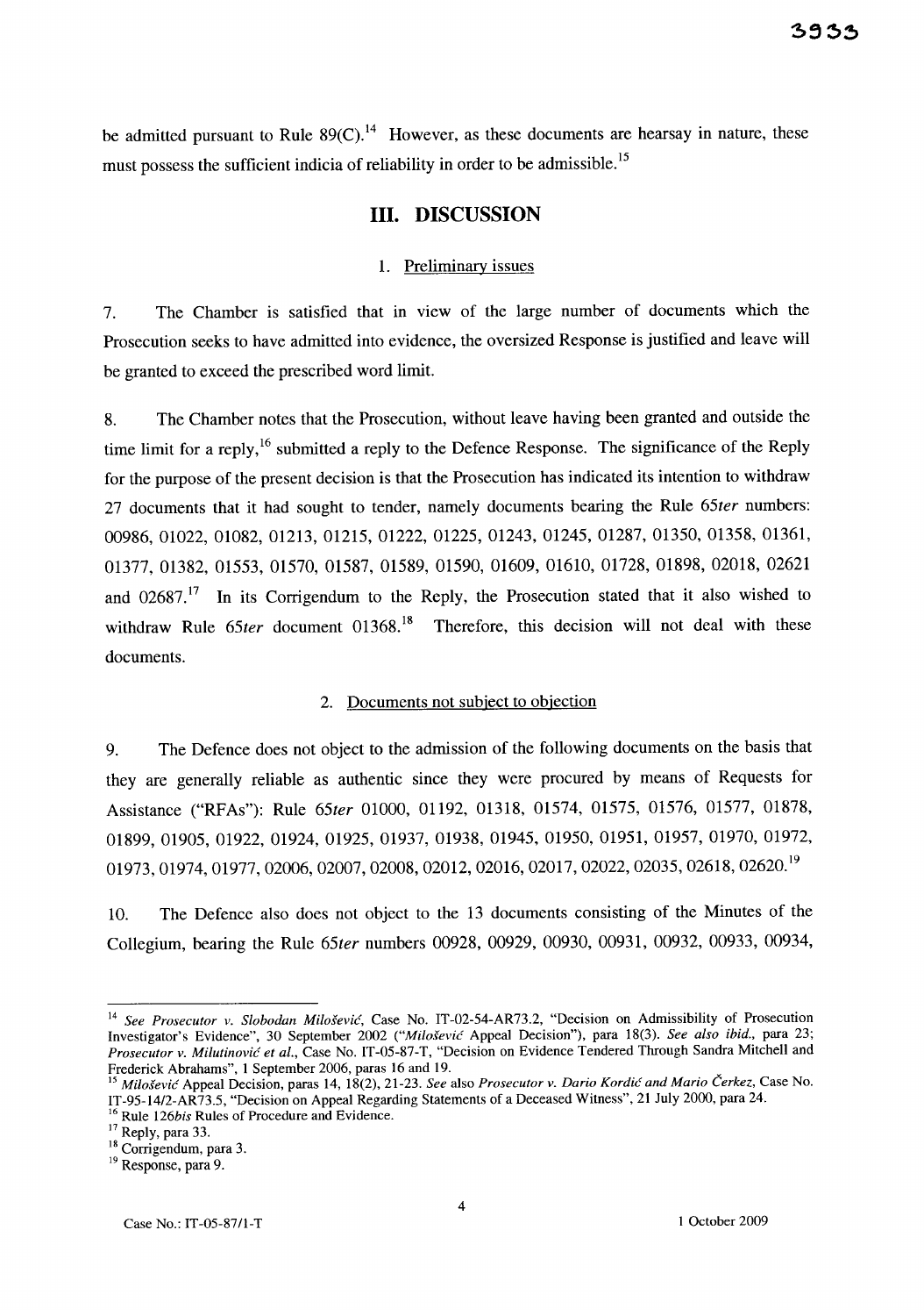be admitted pursuant to Rule 89(C).[14] However, as these documents are hearsay in nature, these must possess the sufficient indicia of reliability in order to be admissible.[15]

## III. DISCUSSION

### 1. Preliminary issues

7. The Chamber is satisfied that in view of the large number of documents which the Prosecution seeks to have admitted into evidence, the oversized Response is justified and leave will be granted to exceed the prescribed word limit.

8. The Chamber notes that the Prosecution, without leave having been granted and outside the time limit for a reply,[16] submitted a reply to the Defence Response. The significance of the Reply for the purpose of the present decision is that the Prosecution has indicated its intention to withdraw 27 documents that it had sought to tender, namely documents bearing the Rule 65*ter* numbers: 00986, 01022, 01082, 01213, 01215, 01222, 01225, 01243, 01245, 01287, 01350, 01358, 01361, 01377, 01382, 01553, 01570, 01587, 01589, 01590, 01609, 01610, 01728, 01898, 02018, 02621 and 02687.[17] In its Corrigendum to the Reply, the Prosecution stated that it also wished to withdraw Rule 65*ter* document 01368.[18] Therefore, this decision will not deal with these documents.

### 2. Documents not subject to objection

9. The Defence does not object to the admission of the following documents on the basis that they are generally reliable as authentic since they were procured by means of Requests for Assistance ("RFAs"): Rule 65*ter* 01000, 01192, 01318, 01574, 01575, 01576, 01577, 01878, 01899, 01905, 01922, 01924, 01925, 01937, 01938, 01945, 01950, 01951, 01957, 01970, 01972, 01973, 01974, 01977, 02006, 02007, 02008, 02012, 02016, 02017, 02022, 02035, 02618, 02620.[19]

10. The Defence also does not object to the 13 documents consisting of the Minutes of the Collegium, bearing the Rule 65*ter* numbers 00928, 00929, 00930, 00931, 00932, 00933, 00934,

---

[14] *See Prosecutor v. Slobodan Milošević*, Case No. IT-02-54-AR73.2, "Decision on Admissibility of Prosecution Investigator's Evidence", 30 September 2002 ("*Milošević* Appeal Decision"), para 18(3). *See also ibid.*, para 23; *Prosecutor v. Milutinović et al.*, Case No. IT-05-87-T, "Decision on Evidence Tendered Through Sandra Mitchell and Frederick Abrahams", 1 September 2006, paras 16 and 19.

[15] *Milošević* Appeal Decision, paras 14, 18(2), 21-23. *See* also *Prosecutor v. Dario Kordić and Mario Čerkez*, Case No. IT-95-14/2-AR73.5, "Decision on Appeal Regarding Statements of a Deceased Witness", 21 July 2000, para 24.

[16] Rule 126*bis* Rules of Procedure and Evidence.

[17] Reply, para 33.

[18] Corrigendum, para 3.

[19] Response, para 9.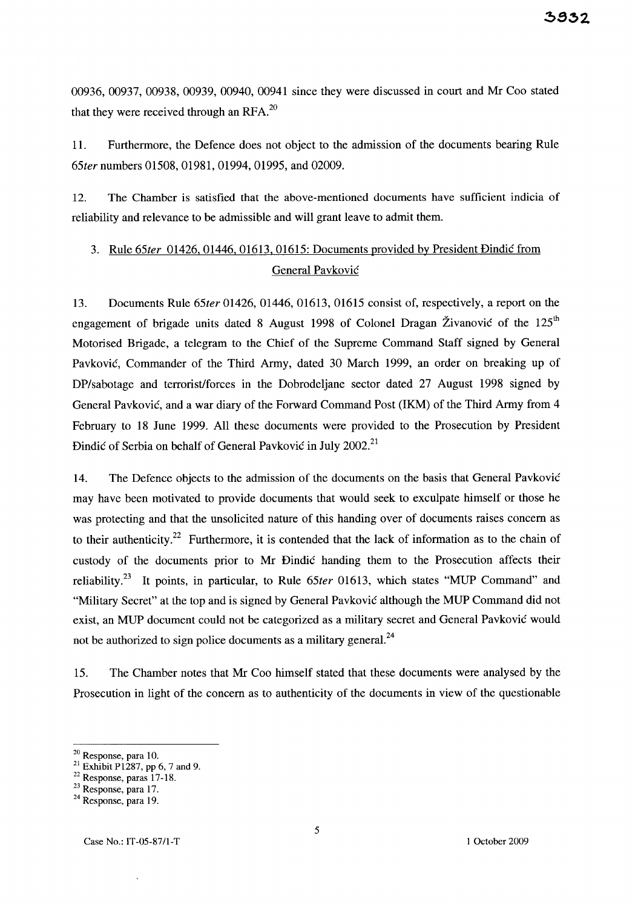00936, 00937, 00938, 00939, 00940, 00941 since they were discussed in court and Mr Coo stated that they were received through an RFA.[20]

11. Furthermore, the Defence does not object to the admission of the documents bearing Rule 65*ter* numbers 01508, 01981, 01994, 01995, and 02009.

12. The Chamber is satisfied that the above-mentioned documents have sufficient indicia of reliability and relevance to be admissible and will grant leave to admit them.

### 3. Rule 65*ter* 01426, 01446, 01613, 01615: Documents provided by President Đinđić from General Pavković

13. Documents Rule 65*ter* 01426, 01446, 01613, 01615 consist of, respectively, a report on the engagement of brigade units dated 8 August 1998 of Colonel Dragan Živanović of the 125[th] Motorised Brigade, a telegram to the Chief of the Supreme Command Staff signed by General Pavković, Commander of the Third Army, dated 30 March 1999, an order on breaking up of DP/sabotage and terrorist/forces in the Dobrodeljane sector dated 27 August 1998 signed by General Pavković, and a war diary of the Forward Command Post (IKM) of the Third Army from 4 February to 18 June 1999. All these documents were provided to the Prosecution by President Đinđić of Serbia on behalf of General Pavković in July 2002.[21]

14. The Defence objects to the admission of the documents on the basis that General Pavković may have been motivated to provide documents that would seek to exculpate himself or those he was protecting and that the unsolicited nature of this handing over of documents raises concern as to their authenticity.[22] Furthermore, it is contended that the lack of information as to the chain of custody of the documents prior to Mr Đinđić handing them to the Prosecution affects their reliability.[23] It points, in particular, to Rule 65*ter* 01613, which states "MUP Command" and "Military Secret" at the top and is signed by General Pavković although the MUP Command did not exist, an MUP document could not be categorized as a military secret and General Pavković would not be authorized to sign police documents as a military general.[24]

15. The Chamber notes that Mr Coo himself stated that these documents were analysed by the Prosecution in light of the concern as to authenticity of the documents in view of the questionable

---

[20] Response, para 10.

[21] Exhibit P1287, pp 6, 7 and 9.

[22] Response, paras 17-18.

[23] Response, para 17.

[24] Response, para 19.

Case No.: IT-05-87/1-T 1 October 2009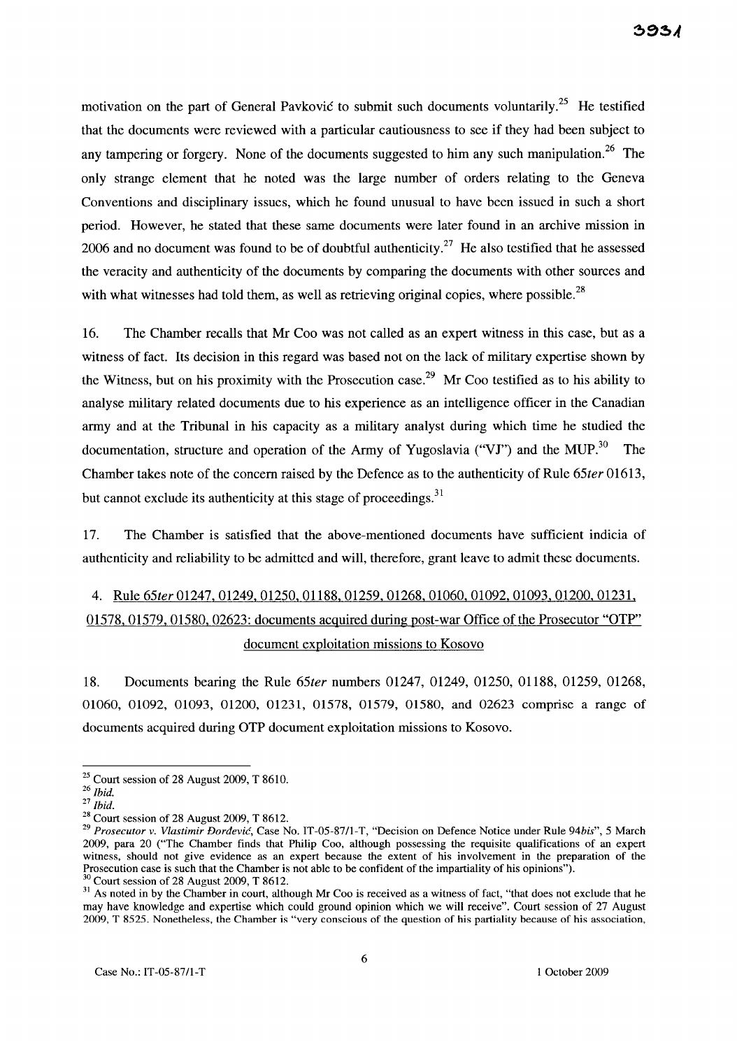motivation on the part of General Pavković to submit such documents voluntarily.[25] He testified that the documents were reviewed with a particular cautiousness to see if they had been subject to any tampering or forgery. None of the documents suggested to him any such manipulation.[26] The only strange element that he noted was the large number of orders relating to the Geneva Conventions and disciplinary issues, which he found unusual to have been issued in such a short period. However, he stated that these same documents were later found in an archive mission in 2006 and no document was found to be of doubtful authenticity.[27] He also testified that he assessed the veracity and authenticity of the documents by comparing the documents with other sources and with what witnesses had told them, as well as retrieving original copies, where possible.[28]

16. The Chamber recalls that Mr Coo was not called as an expert witness in this case, but as a witness of fact. Its decision in this regard was based not on the lack of military expertise shown by the Witness, but on his proximity with the Prosecution case.[29] Mr Coo testified as to his ability to analyse military related documents due to his experience as an intelligence officer in the Canadian army and at the Tribunal in his capacity as a military analyst during which time he studied the documentation, structure and operation of the Army of Yugoslavia ("VJ") and the MUP.[30] The Chamber takes note of the concern raised by the Defence as to the authenticity of Rule *65ter* 01613, but cannot exclude its authenticity at this stage of proceedings.[31]

17. The Chamber is satisfied that the above-mentioned documents have sufficient indicia of authenticity and reliability to be admitted and will, therefore, grant leave to admit these documents.

### 4. Rule *65ter* 01247, 01249, 01250, 01188, 01259, 01268, 01060, 01092, 01093, 01200, 01231, 01578, 01579, 01580, 02623: documents acquired during post-war Office of the Prosecutor "OTP" document exploitation missions to Kosovo

18. Documents bearing the Rule *65ter* numbers 01247, 01249, 01250, 01188, 01259, 01268, 01060, 01092, 01093, 01200, 01231, 01578, 01579, 01580, and 02623 comprise a range of documents acquired during OTP document exploitation missions to Kosovo.

---

[25] Court session of 28 August 2009, T 8610.

[26] *Ibid.*

[27] *Ibid.*

[28] Court session of 28 August 2009, T 8612.

[29] *Prosecutor v. Vlastimir Đorđević*, Case No. IT-05-87/1-T, "Decision on Defence Notice under Rule 94*bis*", 5 March 2009, para 20 ("The Chamber finds that Philip Coo, although possessing the requisite qualifications of an expert witness, should not give evidence as an expert because the extent of his involvement in the preparation of the Prosecution case is such that the Chamber is not able to be confident of the impartiality of his opinions").

[30] Court session of 28 August 2009, T 8612.

[31] As noted in by the Chamber in court, although Mr Coo is received as a witness of fact, "that does not exclude that he may have knowledge and expertise which could ground opinion which we will receive". Court session of 27 August 2009, T 8525. Nonetheless, the Chamber is "very conscious of the question of his partiality because of his association,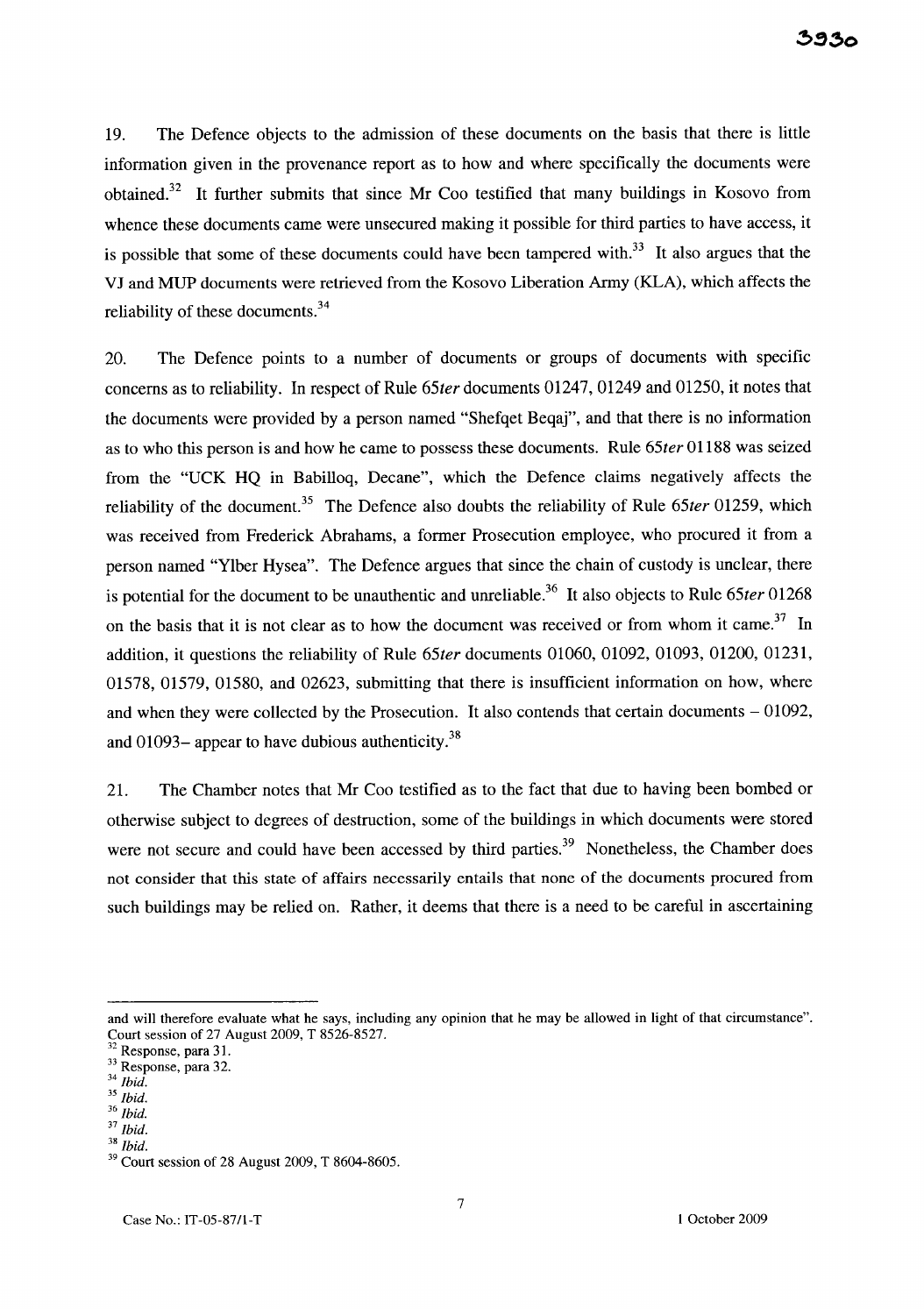19. The Defence objects to the admission of these documents on the basis that there is little information given in the provenance report as to how and where specifically the documents were obtained.[32] It further submits that since Mr Coo testified that many buildings in Kosovo from whence these documents came were unsecured making it possible for third parties to have access, it is possible that some of these documents could have been tampered with.[33] It also argues that the VJ and MUP documents were retrieved from the Kosovo Liberation Army (KLA), which affects the reliability of these documents.[34]

20. The Defence points to a number of documents or groups of documents with specific concerns as to reliability. In respect of Rule 65*ter* documents 01247, 01249 and 01250, it notes that the documents were provided by a person named "Shefqet Beqaj", and that there is no information as to who this person is and how he came to possess these documents. Rule 65*ter* 01188 was seized from the "UCK HQ in Babilloq, Decane", which the Defence claims negatively affects the reliability of the document.[35] The Defence also doubts the reliability of Rule 65*ter* 01259, which was received from Frederick Abrahams, a former Prosecution employee, who procured it from a person named "Ylber Hysea". The Defence argues that since the chain of custody is unclear, there is potential for the document to be unauthentic and unreliable.[36] It also objects to Rule 65*ter* 01268 on the basis that it is not clear as to how the document was received or from whom it came.[37] In addition, it questions the reliability of Rule 65*ter* documents 01060, 01092, 01093, 01200, 01231, 01578, 01579, 01580, and 02623, submitting that there is insufficient information on how, where and when they were collected by the Prosecution. It also contends that certain documents – 01092, and 01093– appear to have dubious authenticity.[38]

21. The Chamber notes that Mr Coo testified as to the fact that due to having been bombed or otherwise subject to degrees of destruction, some of the buildings in which documents were stored were not secure and could have been accessed by third parties.[39] Nonetheless, the Chamber does not consider that this state of affairs necessarily entails that none of the documents procured from such buildings may be relied on. Rather, it deems that there is a need to be careful in ascertaining

---

and will therefore evaluate what he says, including any opinion that he may be allowed in light of that circumstance". Court session of 27 August 2009, T 8526-8527.

[32] Response, para 31.

[33] Response, para 32.

[34] *Ibid.*

[35] *Ibid.*

[36] *Ibid.*

[37] *Ibid.*

[38] *Ibid.*

[39] Court session of 28 August 2009, T 8604-8605.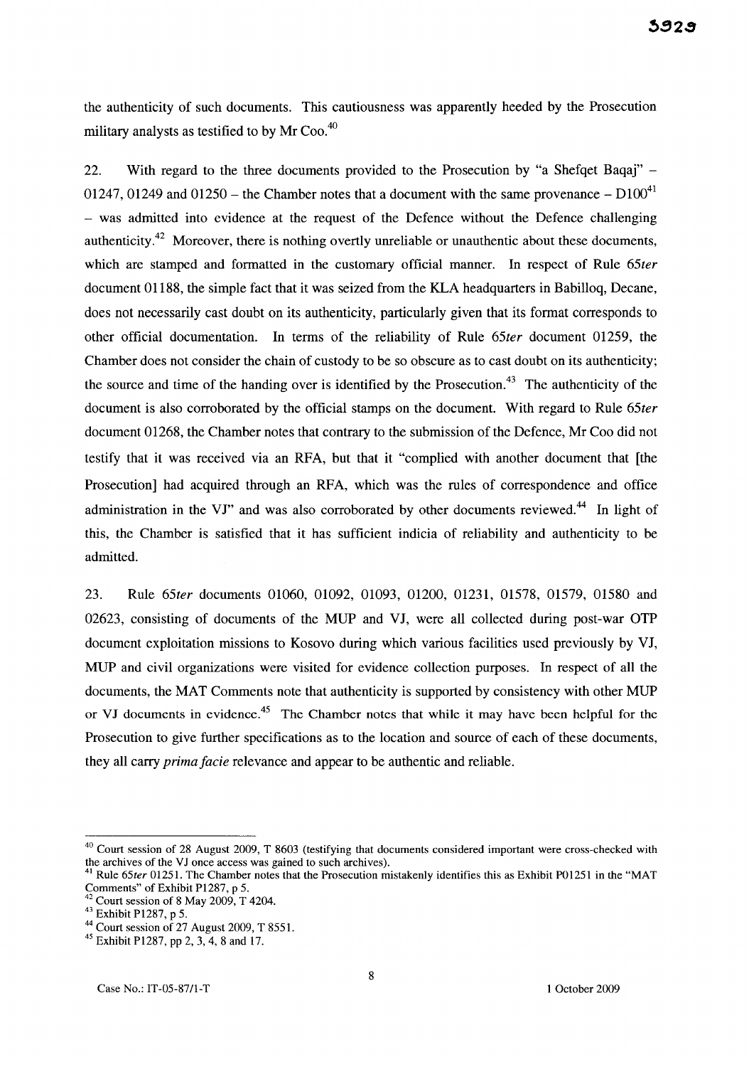the authenticity of such documents. This cautiousness was apparently heeded by the Prosecution military analysts as testified to by Mr Coo.[40]

22. With regard to the three documents provided to the Prosecution by "a Shefqet Baqaj" – 01247, 01249 and 01250 – the Chamber notes that a document with the same provenance – D100[41] – was admitted into evidence at the request of the Defence without the Defence challenging authenticity.[42] Moreover, there is nothing overtly unreliable or unauthentic about these documents, which are stamped and formatted in the customary official manner. In respect of Rule 65*ter* document 01188, the simple fact that it was seized from the KLA headquarters in Babilloq, Decane, does not necessarily cast doubt on its authenticity, particularly given that its format corresponds to other official documentation. In terms of the reliability of Rule 65*ter* document 01259, the Chamber does not consider the chain of custody to be so obscure as to cast doubt on its authenticity; the source and time of the handing over is identified by the Prosecution.[43] The authenticity of the document is also corroborated by the official stamps on the document. With regard to Rule 65*ter* document 01268, the Chamber notes that contrary to the submission of the Defence, Mr Coo did not testify that it was received via an RFA, but that it "complied with another document that [the Prosecution] had acquired through an RFA, which was the rules of correspondence and office administration in the VJ" and was also corroborated by other documents reviewed.[44] In light of this, the Chamber is satisfied that it has sufficient indicia of reliability and authenticity to be admitted.

23. Rule 65*ter* documents 01060, 01092, 01093, 01200, 01231, 01578, 01579, 01580 and 02623, consisting of documents of the MUP and VJ, were all collected during post-war OTP document exploitation missions to Kosovo during which various facilities used previously by VJ, MUP and civil organizations were visited for evidence collection purposes. In respect of all the documents, the MAT Comments note that authenticity is supported by consistency with other MUP or VJ documents in evidence.[45] The Chamber notes that while it may have been helpful for the Prosecution to give further specifications as to the location and source of each of these documents, they all carry *prima facie* relevance and appear to be authentic and reliable.

---

[40] Court session of 28 August 2009, T 8603 (testifying that documents considered important were cross-checked with the archives of the VJ once access was gained to such archives).

[41] Rule 65*ter* 01251. The Chamber notes that the Prosecution mistakenly identifies this as Exhibit P01251 in the "MAT Comments" of Exhibit P1287, p 5.

[42] Court session of 8 May 2009, T 4204.

[43] Exhibit P1287, p 5.

[44] Court session of 27 August 2009, T 8551.

[45] Exhibit P1287, pp 2, 3, 4, 8 and 17.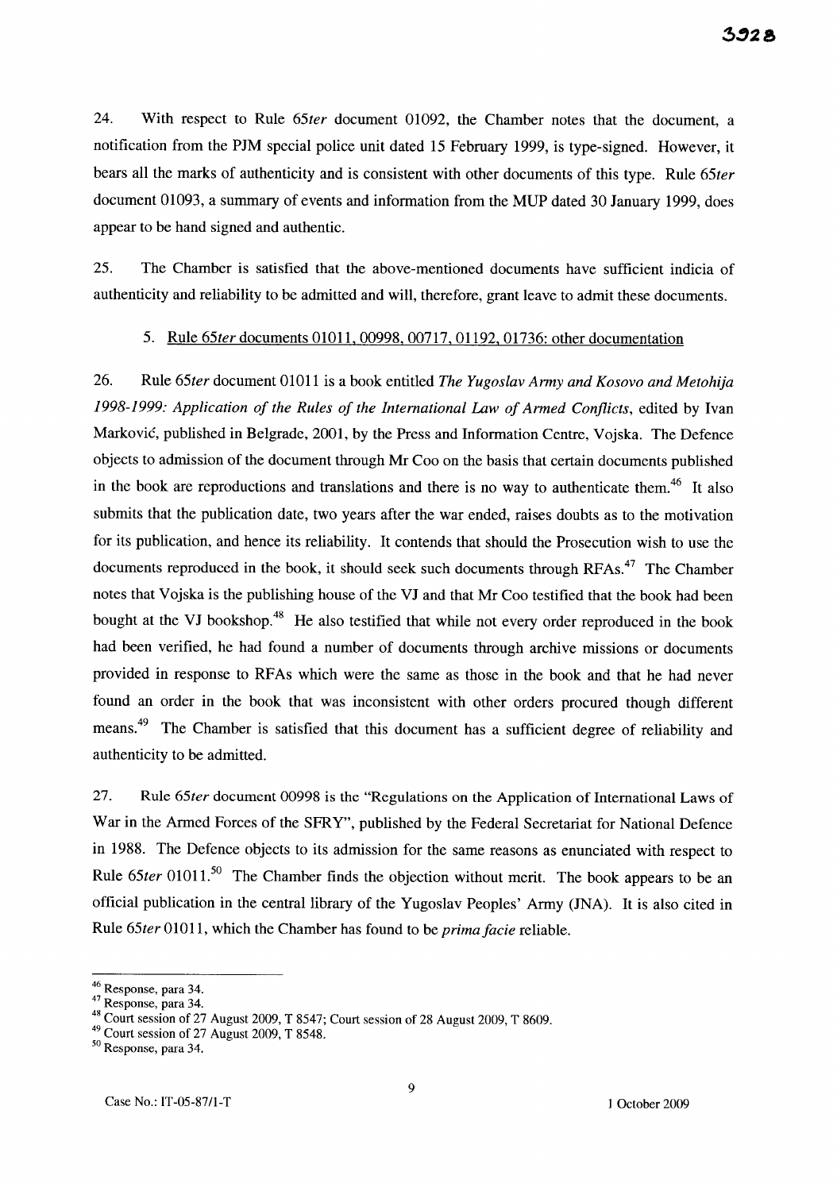24. With respect to Rule 65*ter* document 01092, the Chamber notes that the document, a notification from the PJM special police unit dated 15 February 1999, is type-signed. However, it bears all the marks of authenticity and is consistent with other documents of this type. Rule 65*ter* document 01093, a summary of events and information from the MUP dated 30 January 1999, does appear to be hand signed and authentic.

25. The Chamber is satisfied that the above-mentioned documents have sufficient indicia of authenticity and reliability to be admitted and will, therefore, grant leave to admit these documents.

5. Rule 65*ter* documents 01011, 00998, 00717, 01192, 01736: other documentation

26. Rule 65*ter* document 01011 is a book entitled *The Yugoslav Army and Kosovo and Metohija 1998-1999: Application of the Rules of the International Law of Armed Conflicts*, edited by Ivan Marković, published in Belgrade, 2001, by the Press and Information Centre, Vojska. The Defence objects to admission of the document through Mr Coo on the basis that certain documents published in the book are reproductions and translations and there is no way to authenticate them.[46] It also submits that the publication date, two years after the war ended, raises doubts as to the motivation for its publication, and hence its reliability. It contends that should the Prosecution wish to use the documents reproduced in the book, it should seek such documents through RFAs.[47] The Chamber notes that Vojska is the publishing house of the VJ and that Mr Coo testified that the book had been bought at the VJ bookshop.[48] He also testified that while not every order reproduced in the book had been verified, he had found a number of documents through archive missions or documents provided in response to RFAs which were the same as those in the book and that he had never found an order in the book that was inconsistent with other orders procured though different means.[49] The Chamber is satisfied that this document has a sufficient degree of reliability and authenticity to be admitted.

27. Rule 65*ter* document 00998 is the "Regulations on the Application of International Laws of War in the Armed Forces of the SFRY", published by the Federal Secretariat for National Defence in 1988. The Defence objects to its admission for the same reasons as enunciated with respect to Rule 65*ter* 01011.[50] The Chamber finds the objection without merit. The book appears to be an official publication in the central library of the Yugoslav Peoples' Army (JNA). It is also cited in Rule 65*ter* 01011, which the Chamber has found to be *prima facie* reliable.

---

[46] Response, para 34.

[47] Response, para 34.

[48] Court session of 27 August 2009, T 8547; Court session of 28 August 2009, T 8609.

[49] Court session of 27 August 2009, T 8548.

[50] Response, para 34.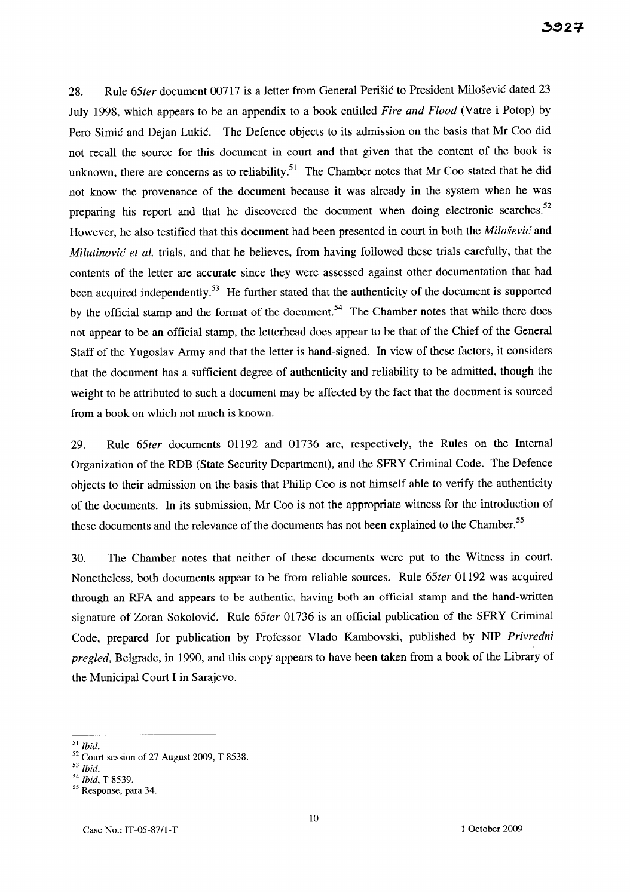28. Rule 65*ter* document 00717 is a letter from General Perišić to President Milošević dated 23 July 1998, which appears to be an appendix to a book entitled *Fire and Flood* (Vatre i Potop) by Pero Simić and Dejan Lukić. The Defence objects to its admission on the basis that Mr Coo did not recall the source for this document in court and that given that the content of the book is unknown, there are concerns as to reliability.[51] The Chamber notes that Mr Coo stated that he did not know the provenance of the document because it was already in the system when he was preparing his report and that he discovered the document when doing electronic searches.[52] However, he also testified that this document had been presented in court in both the *Milošević* and *Milutinović et al.* trials, and that he believes, from having followed these trials carefully, that the contents of the letter are accurate since they were assessed against other documentation that had been acquired independently.[53] He further stated that the authenticity of the document is supported by the official stamp and the format of the document.[54] The Chamber notes that while there does not appear to be an official stamp, the letterhead does appear to be that of the Chief of the General Staff of the Yugoslav Army and that the letter is hand-signed. In view of these factors, it considers that the document has a sufficient degree of authenticity and reliability to be admitted, though the weight to be attributed to such a document may be affected by the fact that the document is sourced from a book on which not much is known.

29. Rule 65*ter* documents 01192 and 01736 are, respectively, the Rules on the Internal Organization of the RDB (State Security Department), and the SFRY Criminal Code. The Defence objects to their admission on the basis that Philip Coo is not himself able to verify the authenticity of the documents. In its submission, Mr Coo is not the appropriate witness for the introduction of these documents and the relevance of the documents has not been explained to the Chamber.[55]

30. The Chamber notes that neither of these documents were put to the Witness in court. Nonetheless, both documents appear to be from reliable sources. Rule 65*ter* 01192 was acquired through an RFA and appears to be authentic, having both an official stamp and the hand-written signature of Zoran Sokolović. Rule 65*ter* 01736 is an official publication of the SFRY Criminal Code, prepared for publication by Professor Vlado Kambovski, published by NIP *Privredni pregled*, Belgrade, in 1990, and this copy appears to have been taken from a book of the Library of the Municipal Court I in Sarajevo.

---

[51] *Ibid.*

[52] Court session of 27 August 2009, T 8538.

[53] *Ibid.*

[54] *Ibid*, T 8539.

[55] Response, para 34.

Case No.: IT-05-87/1-T 1 October 2009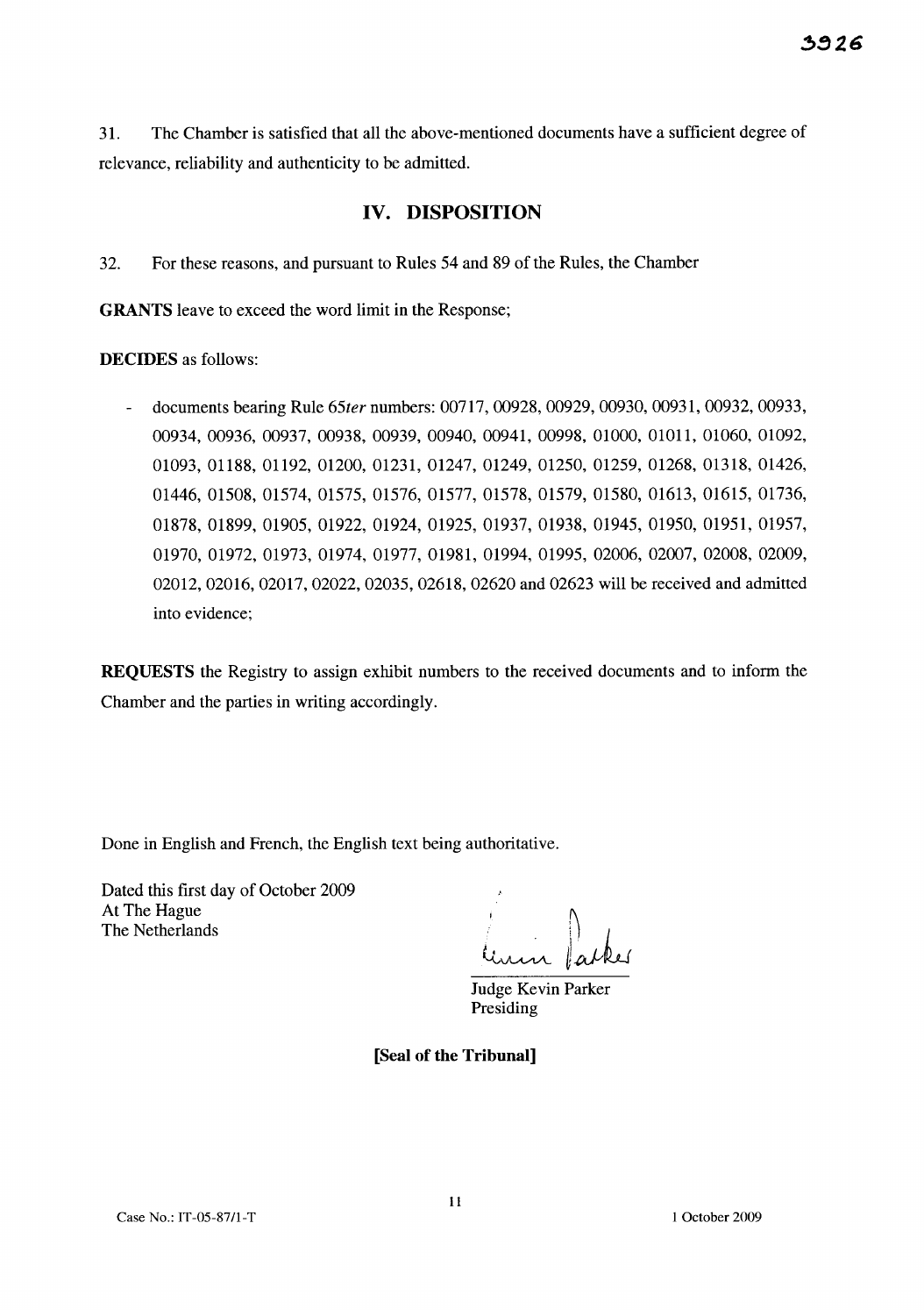31. The Chamber is satisfied that all the above-mentioned documents have a sufficient degree of relevance, reliability and authenticity to be admitted.

## IV. DISPOSITION

32. For these reasons, and pursuant to Rules 54 and 89 of the Rules, the Chamber

**GRANTS** leave to exceed the word limit in the Response;

**DECIDES** as follows:

- documents bearing Rule 65*ter* numbers: 00717, 00928, 00929, 00930, 00931, 00932, 00933, 00934, 00936, 00937, 00938, 00939, 00940, 00941, 00998, 01000, 01011, 01060, 01092, 01093, 01188, 01192, 01200, 01231, 01247, 01249, 01250, 01259, 01268, 01318, 01426, 01446, 01508, 01574, 01575, 01576, 01577, 01578, 01579, 01580, 01613, 01615, 01736, 01878, 01899, 01905, 01922, 01924, 01925, 01937, 01938, 01945, 01950, 01951, 01957, 01970, 01972, 01973, 01974, 01977, 01981, 01994, 01995, 02006, 02007, 02008, 02009, 02012, 02016, 02017, 02022, 02035, 02618, 02620 and 02623 will be received and admitted into evidence;

**REQUESTS** the Registry to assign exhibit numbers to the received documents and to inform the Chamber and the parties in writing accordingly.

Done in English and French, the English text being authoritative.

Dated this first day of October 2009
At The Hague
The Netherlands

Judge Kevin Parker
Presiding

**[Seal of the Tribunal]**